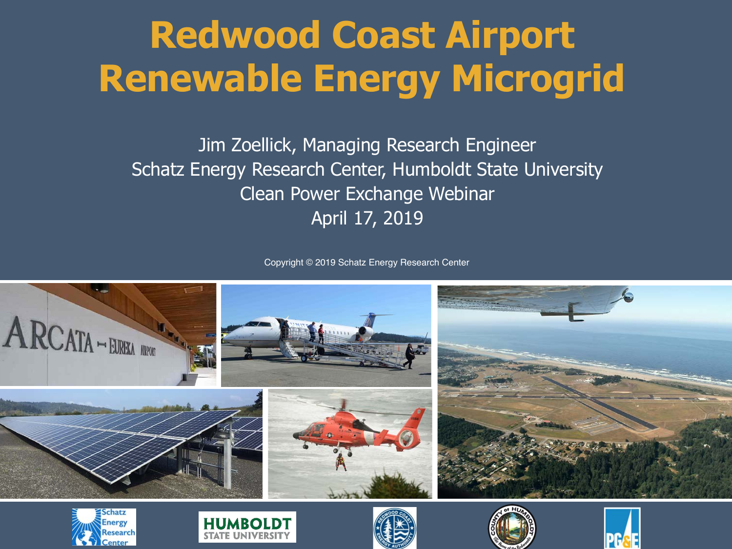# Redwood Coast Airport Renewable Energy Microgrid

Jim Zoellick, Managing Research Engineer
Schatz Energy Research Center, Humboldt State University
Clean Power Exchange Webinar
April 17, 2019

Copyright © 2019 Schatz Energy Research Center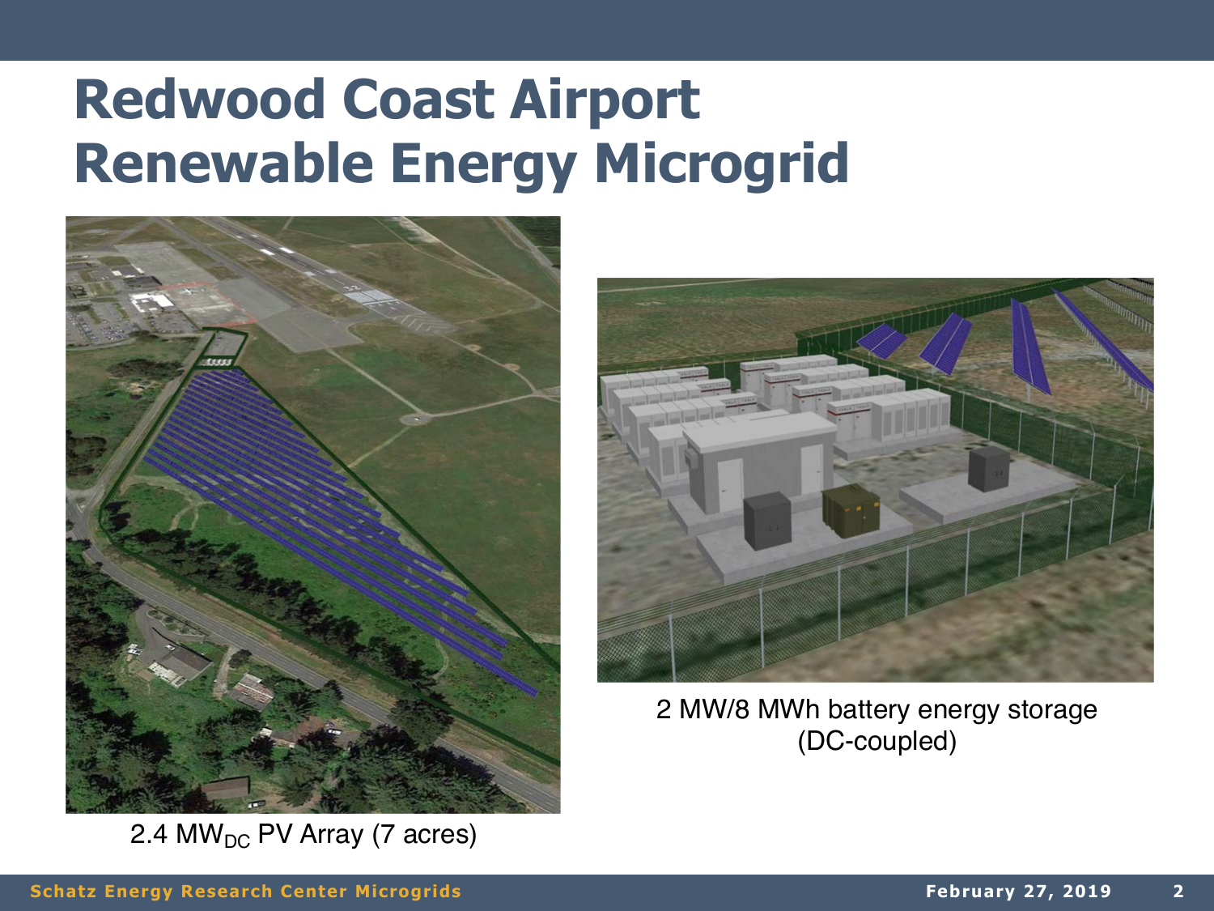# Redwood Coast Airport Renewable Energy Microgrid

2.4 $MW_{DC}$ PV Array (7 acres)

2 MW/8 MWh battery energy storage (DC-coupled)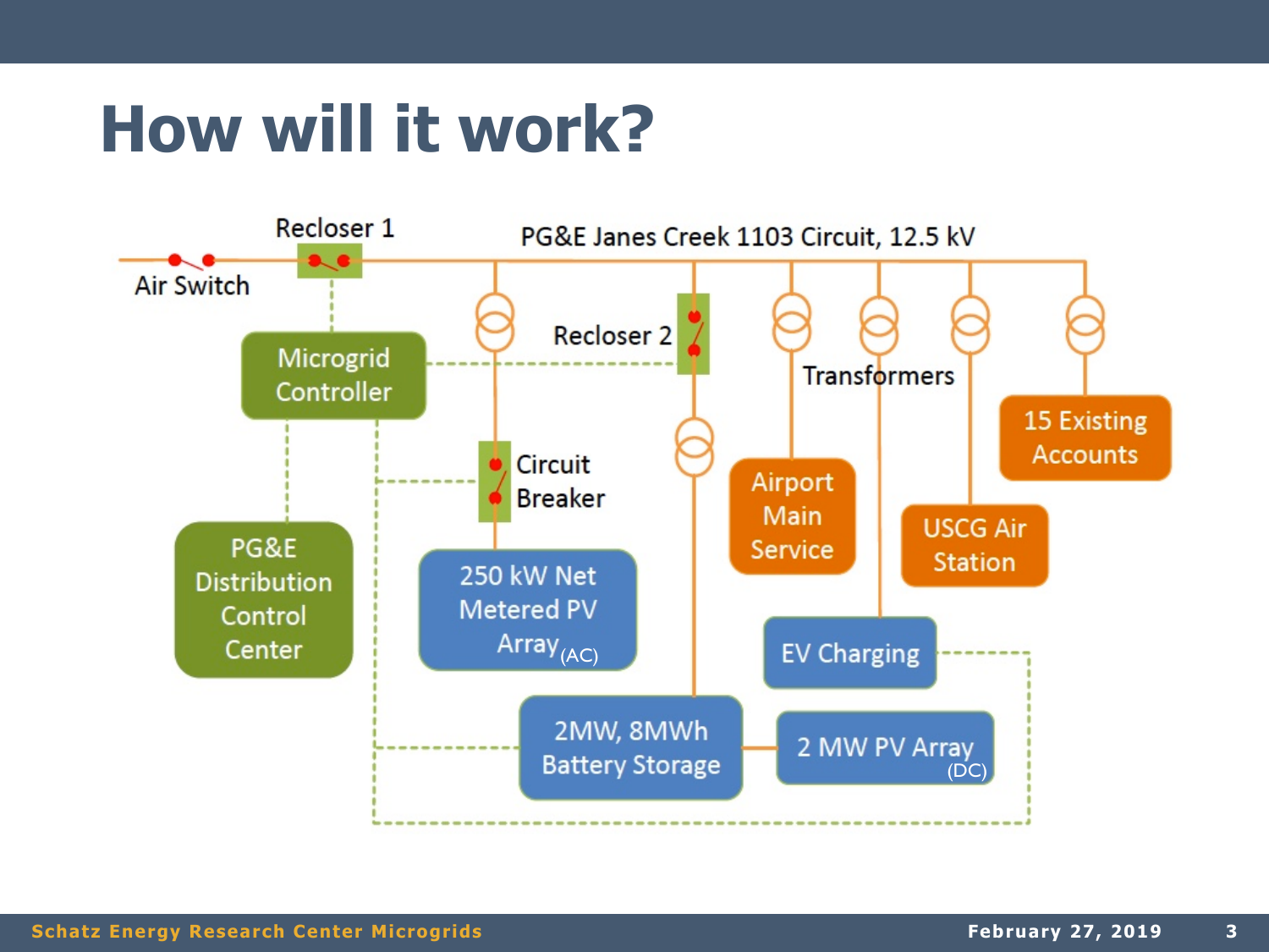# How will it work?

PG&E Janes Creek 1103 Circuit, 12.5 kV

Air Switch

Recloser 1

Recloser 2

Transformers

Microgrid Controller

PG&E Distribution Control Center

Circuit Breaker

250 kW Net Metered PV Array (AC)

2MW, 8MWh Battery Storage

2 MW PV Array (DC)

Airport Main Service

EV Charging

USCG Air Station

15 Existing Accounts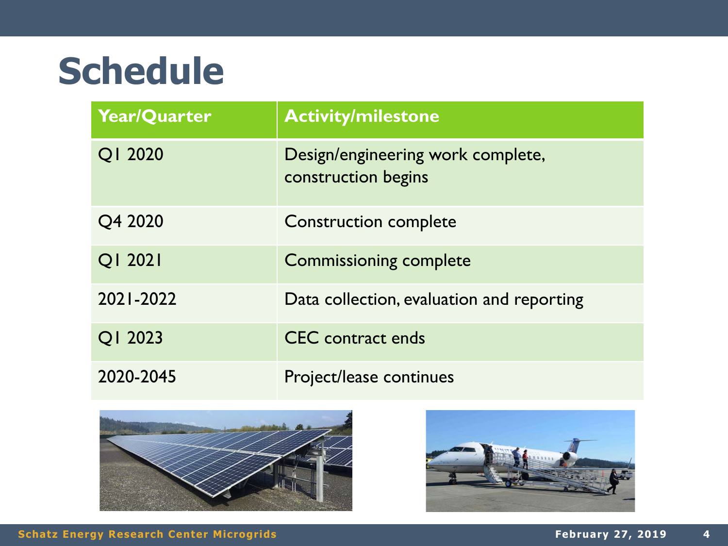# Schedule

| Year/Quarter | Activity/milestone |
| --- | --- |
| Q1 2020 | Design/engineering work complete, construction begins |
| Q4 2020 | Construction complete |
| Q1 2021 | Commissioning complete |
| 2021-2022 | Data collection, evaluation and reporting |
| Q1 2023 | CEC contract ends |
| 2020-2045 | Project/lease continues |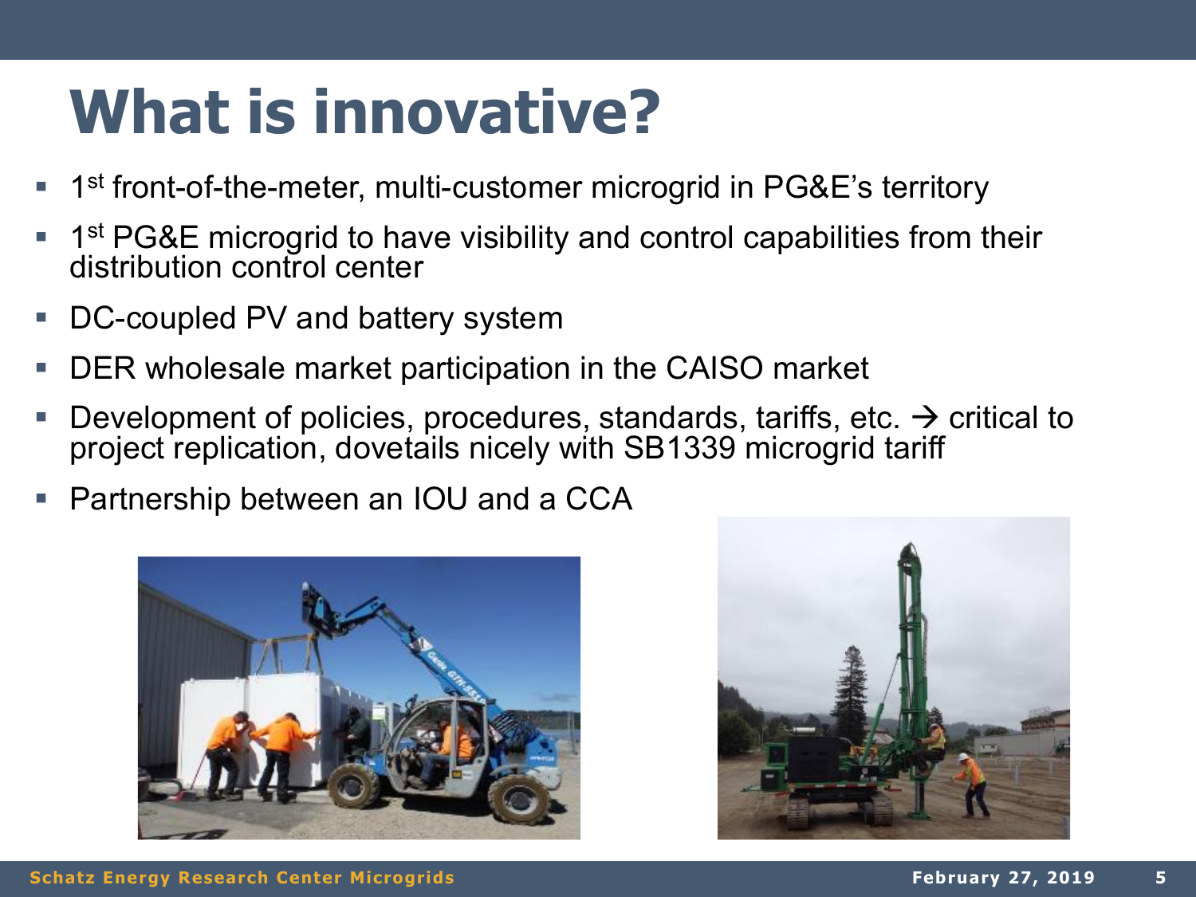# What is innovative?

- 1st front-of-the-meter, multi-customer microgrid in PG&E's territory
- 1st PG&E microgrid to have visibility and control capabilities from their distribution control center
- DC-coupled PV and battery system
- DER wholesale market participation in the CAISO market
- Development of policies, procedures, standards, tariffs, etc. → critical to project replication, dovetails nicely with SB1339 microgrid tariff
- Partnership between an IOU and a CCA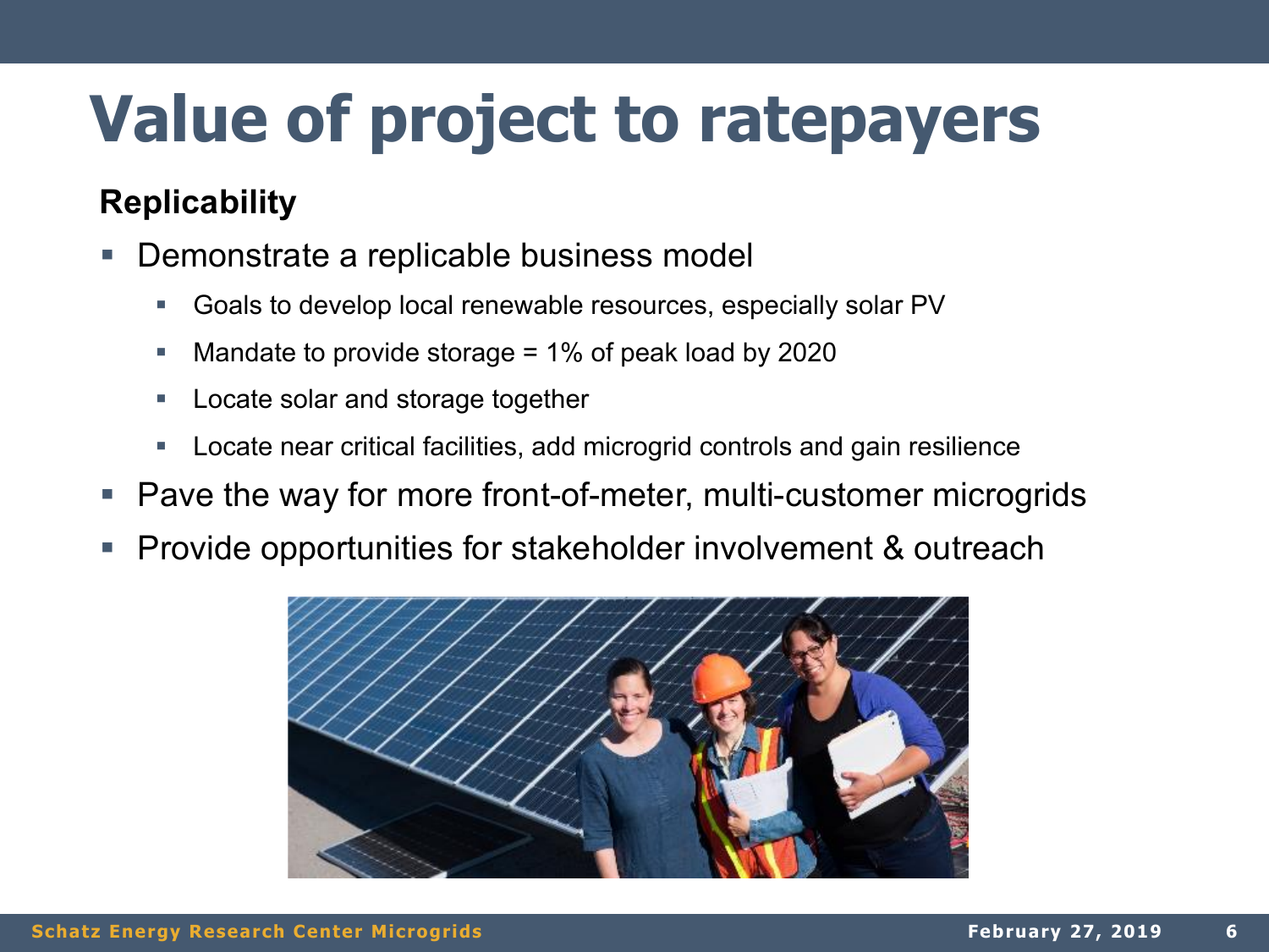# Value of project to ratepayers

**Replicability**

- Demonstrate a replicable business model
  - Goals to develop local renewable resources, especially solar PV
  - Mandate to provide storage = 1% of peak load by 2020
  - Locate solar and storage together
  - Locate near critical facilities, add microgrid controls and gain resilience
- Pave the way for more front-of-meter, multi-customer microgrids
- Provide opportunities for stakeholder involvement & outreach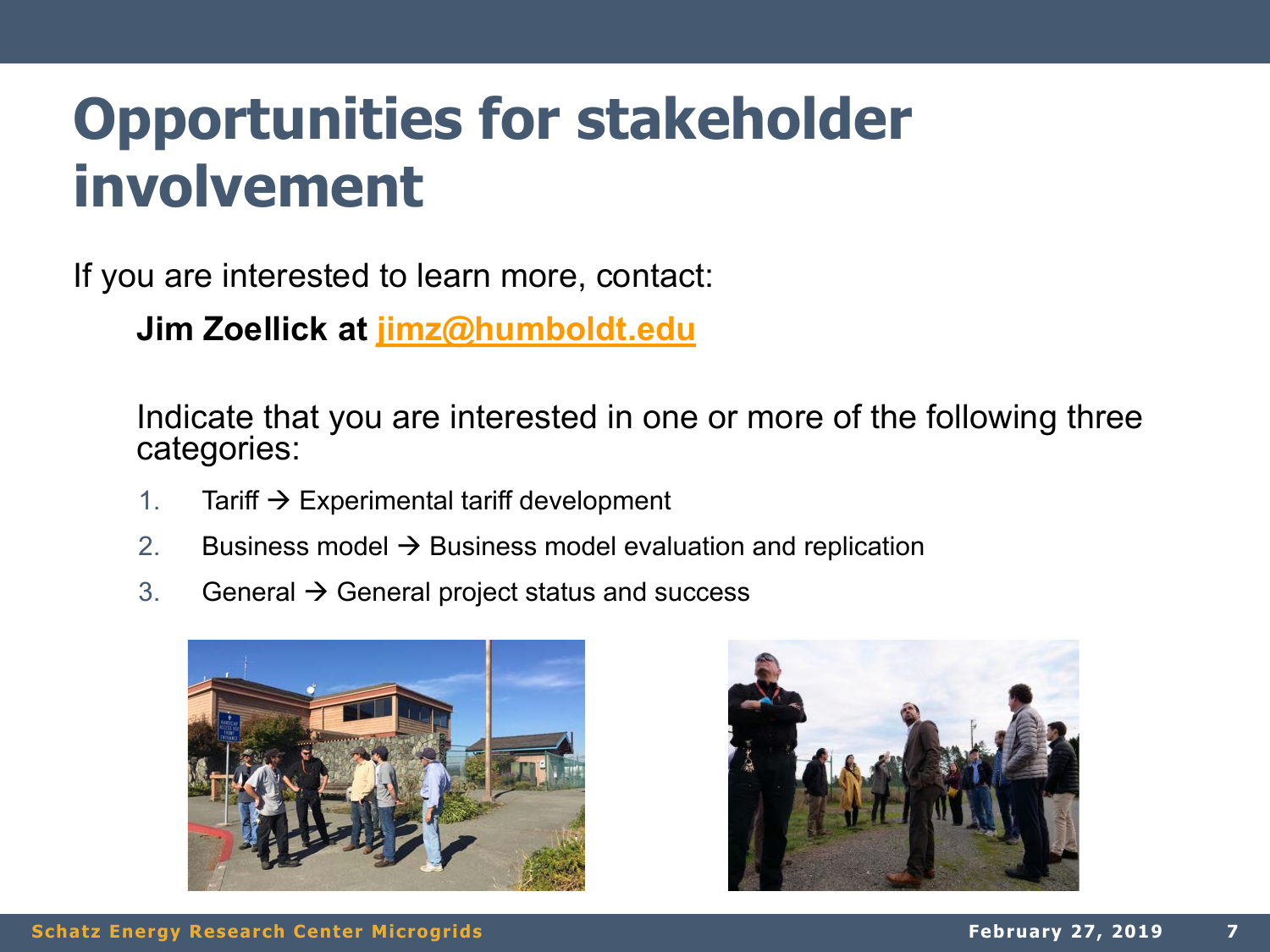# Opportunities for stakeholder involvement

If you are interested to learn more, contact:

**Jim Zoellick at jimz@humboldt.edu**

Indicate that you are interested in one or more of the following three categories:

1. Tariff → Experimental tariff development
2. Business model → Business model evaluation and replication
3. General → General project status and success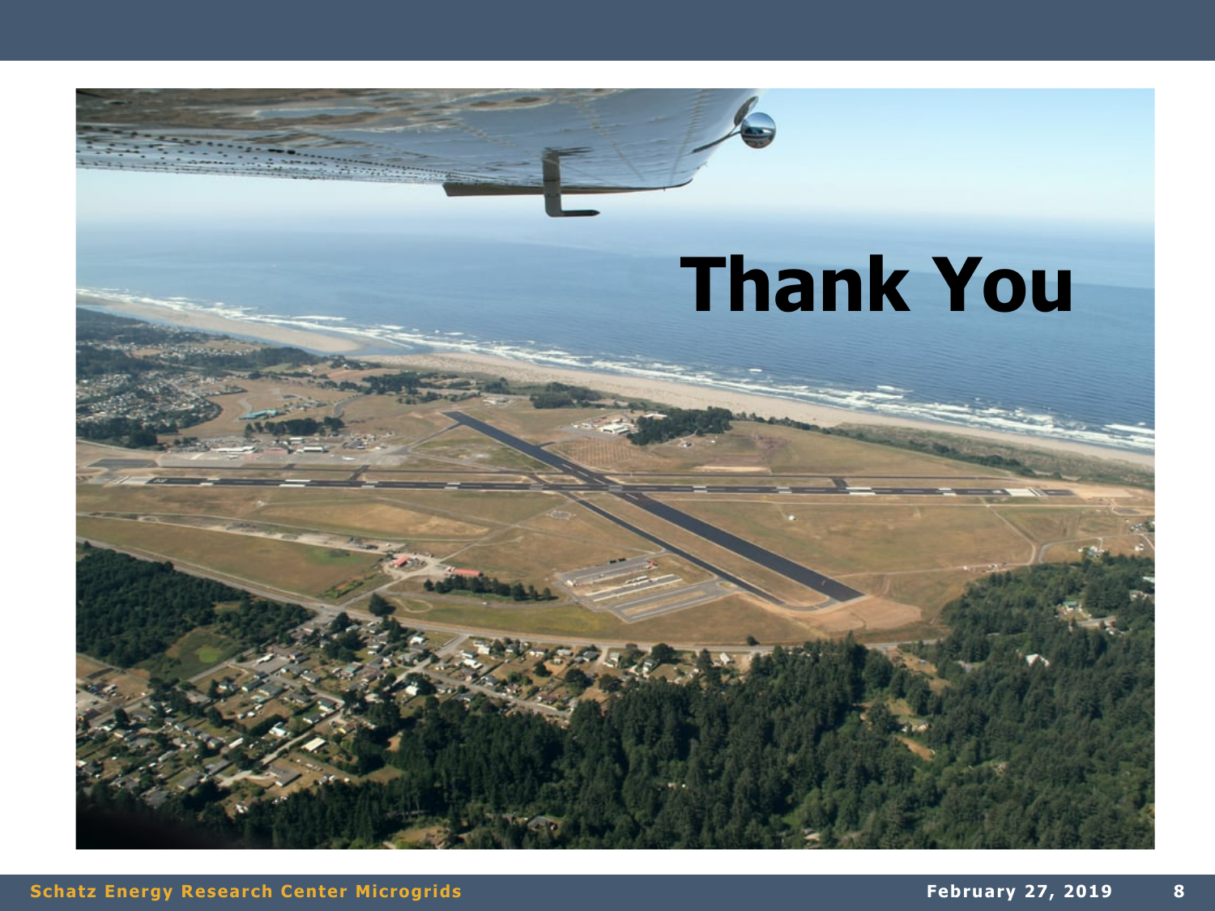# Thank You